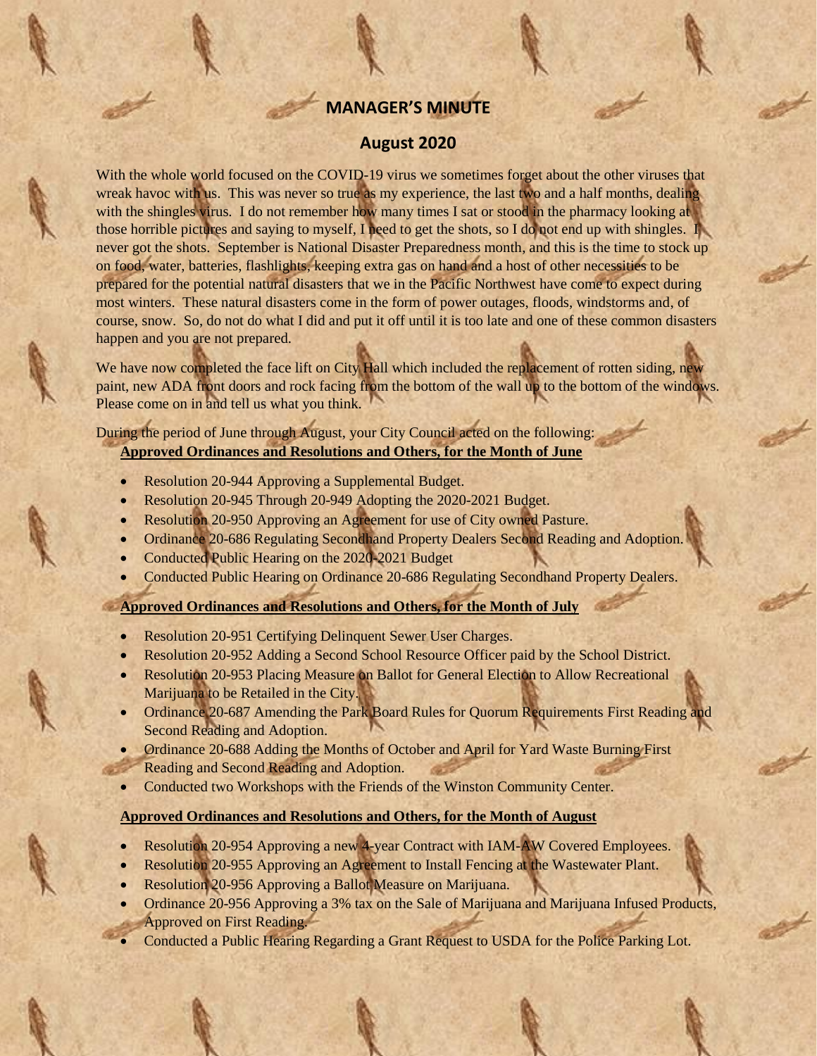# MANAGER'S MINUTE

## August 2020

With the whole world focused on the COVID-19 virus we sometimes forget about the other viruses that wreak havoc with us. This was never so true as my experience, the last two and a half months, dealing with the shingles virus. I do not remember how many times I sat or stood in the pharmacy looking at those horrible pictures and saying to myself, I need to get the shots, so I do not end up with shingles. I never got the shots. September is National Disaster Preparedness month, and this is the time to stock up on food, water, batteries, flashlights, keeping extra gas on hand and a host of other necessities to be prepared for the potential natural disasters that we in the Pacific Northwest have come to expect during most winters. These natural disasters come in the form of power outages, floods, windstorms and, of course, snow. So, do not do what I did and put it off until it is too late and one of these common disasters happen and you are not prepared.

We have now completed the face lift on City Hall which included the replacement of rotten siding, new paint, new ADA front doors and rock facing from the bottom of the wall up to the bottom of the windows. Please come on in and tell us what you think.

During the period of June through August, your City Council acted on the following:

**Approved Ordinances and Resolutions and Others, for the Month of June**

- Resolution 20-944 Approving a Supplemental Budget.
- Resolution 20-945 Through 20-949 Adopting the 2020-2021 Budget.
- Resolution 20-950 Approving an Agreement for use of City owned Pasture.
- Ordinance 20-686 Regulating Secondhand Property Dealers Second Reading and Adoption.
- Conducted Public Hearing on the 2020-2021 Budget
- Conducted Public Hearing on Ordinance 20-686 Regulating Secondhand Property Dealers.

**Approved Ordinances and Resolutions and Others, for the Month of July**

- Resolution 20-951 Certifying Delinquent Sewer User Charges.
- Resolution 20-952 Adding a Second School Resource Officer paid by the School District.
- Resolution 20-953 Placing Measure on Ballot for General Election to Allow Recreational Marijuana to be Retailed in the City.
- Ordinance 20-687 Amending the Park Board Rules for Quorum Requirements First Reading and Second Reading and Adoption.
- Ordinance 20-688 Adding the Months of October and April for Yard Waste Burning First Reading and Second Reading and Adoption.
- Conducted two Workshops with the Friends of the Winston Community Center.

**Approved Ordinances and Resolutions and Others, for the Month of August**

- Resolution 20-954 Approving a new 4-year Contract with IAM-AW Covered Employees.
- Resolution 20-955 Approving an Agreement to Install Fencing at the Wastewater Plant.
- Resolution 20-956 Approving a Ballot Measure on Marijuana.
- Ordinance 20-956 Approving a 3% tax on the Sale of Marijuana and Marijuana Infused Products, Approved on First Reading.
- Conducted a Public Hearing Regarding a Grant Request to USDA for the Police Parking Lot.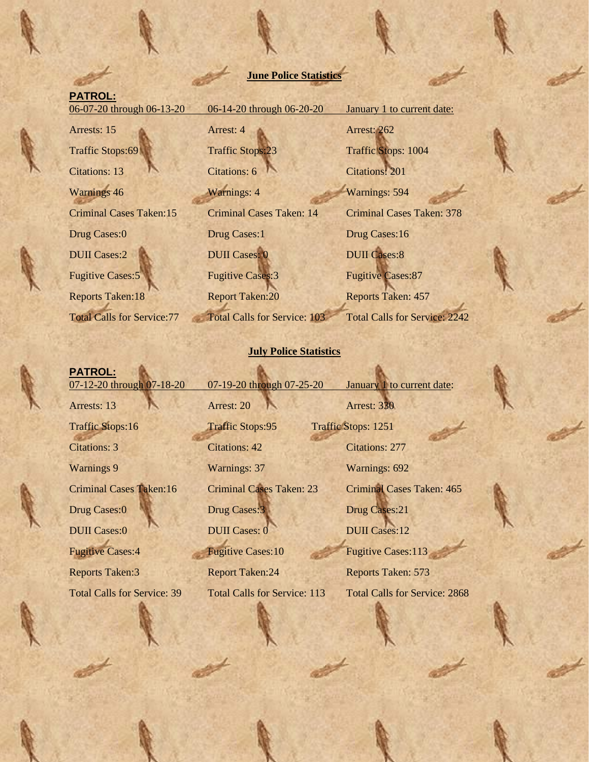## June Police Statistics

**PATROL:**

| 06-07-20 through 06-13-20 | 06-14-20 through 06-20-20 | January 1 to current date: |
|---|---|---|
| Arrests: 15 | Arrest: 4 | Arrest: 262 |
| Traffic Stops:69 | Traffic Stops:23 | Traffic Stops: 1004 |
| Citations: 13 | Citations: 6 | Citations: 201 |
| Warnings 46 | Warnings: 4 | Warnings: 594 |
| Criminal Cases Taken:15 | Criminal Cases Taken: 14 | Criminal Cases Taken: 378 |
| Drug Cases:0 | Drug Cases:1 | Drug Cases:16 |
| DUII Cases:2 | DUII Cases: 0 | DUII Cases:8 |
| Fugitive Cases:5 | Fugitive Cases:3 | Fugitive Cases:87 |
| Reports Taken:18 | Report Taken:20 | Reports Taken: 457 |
| Total Calls for Service:77 | Total Calls for Service: 103 | Total Calls for Service: 2242 |

## July Police Statistics

**PATROL:**

| 07-12-20 through 07-18-20 | 07-19-20 through 07-25-20 | January 1 to current date: |
|---|---|---|
| Arrests: 13 | Arrest: 20 | Arrest: 330 |
| Traffic Stops:16 | Traffic Stops:95 | Traffic Stops: 1251 |
| Citations: 3 | Citations: 42 | Citations: 277 |
| Warnings 9 | Warnings: 37 | Warnings: 692 |
| Criminal Cases Taken:16 | Criminal Cases Taken: 23 | Criminal Cases Taken: 465 |
| Drug Cases:0 | Drug Cases:3 | Drug Cases:21 |
| DUII Cases:0 | DUII Cases: 0 | DUII Cases:12 |
| Fugitive Cases:4 | Fugitive Cases:10 | Fugitive Cases:113 |
| Reports Taken:3 | Report Taken:24 | Reports Taken: 573 |
| Total Calls for Service: 39 | Total Calls for Service: 113 | Total Calls for Service: 2868 |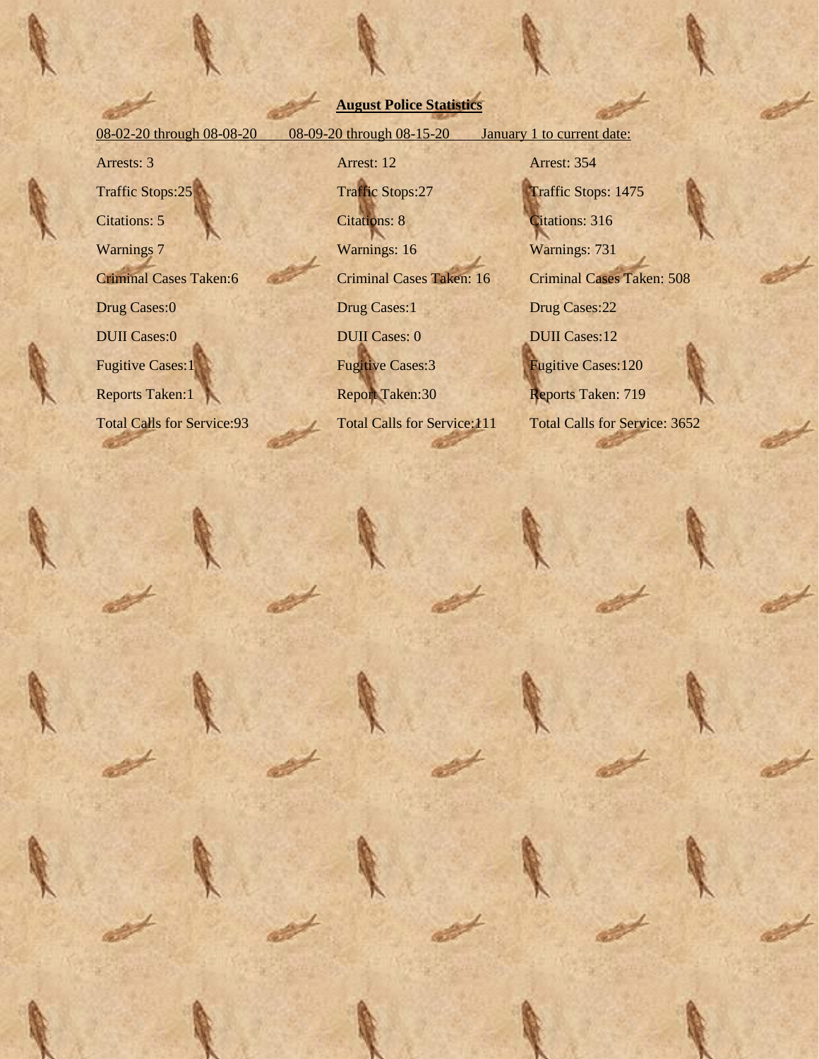**August Police Statistics**

| 08-02-20 through 08-08-20 | 08-09-20 through 08-15-20 | January 1 to current date: |
|---|---|---|
| Arrests: 3 | Arrest: 12 | Arrest: 354 |
| Traffic Stops:25 | Traffic Stops:27 | Traffic Stops: 1475 |
| Citations: 5 | Citations: 8 | Citations: 316 |
| Warnings 7 | Warnings: 16 | Warnings: 731 |
| Criminal Cases Taken:6 | Criminal Cases Taken: 16 | Criminal Cases Taken: 508 |
| Drug Cases:0 | Drug Cases:1 | Drug Cases:22 |
| DUII Cases:0 | DUII Cases: 0 | DUII Cases:12 |
| Fugitive Cases:1 | Fugitive Cases:3 | Fugitive Cases:120 |
| Reports Taken:1 | Report Taken:30 | Reports Taken: 719 |
| Total Calls for Service:93 | Total Calls for Service:111 | Total Calls for Service: 3652 |